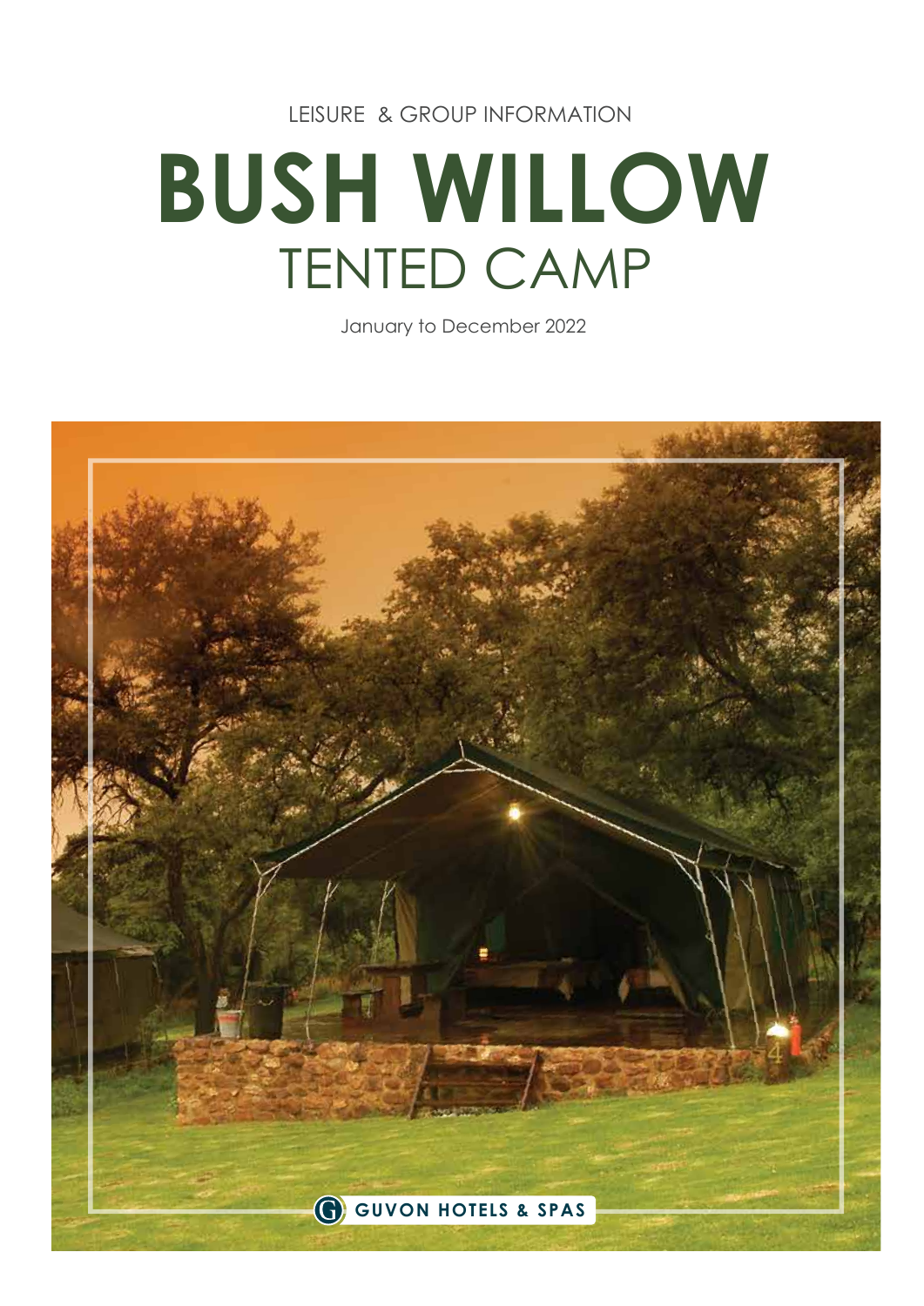LEISURE & GROUP INFORMATION

# BUSH WILLOW
## TENTED CAMP

January to December 2022

GUVON HOTELS & SPAS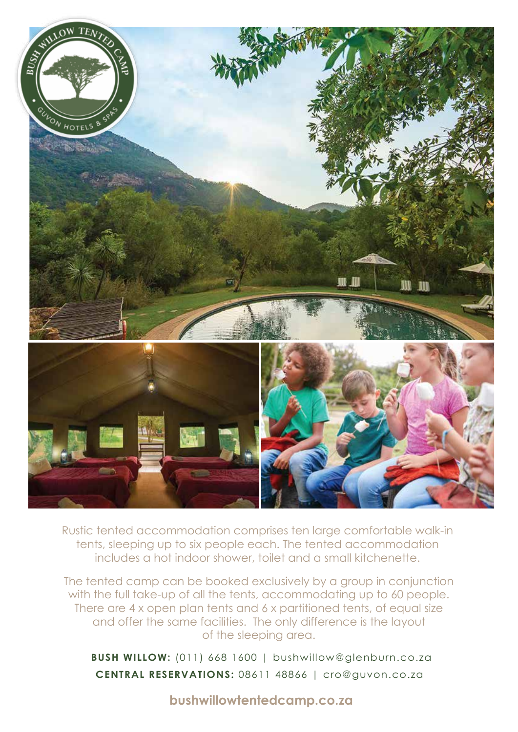Rustic tented accommodation comprises ten large comfortable walk-in tents, sleeping up to six people each. The tented accommodation includes a hot indoor shower, toilet and a small kitchenette.

The tented camp can be booked exclusively by a group in conjunction with the full take-up of all the tents, accommodating up to 60 people. There are 4 x open plan tents and 6 x partitioned tents, of equal size and offer the same facilities. The only difference is the layout of the sleeping area.

**BUSH WILLOW:** (011) 668 1600 | bushwillow@glenburn.co.za

**CENTRAL RESERVATIONS:** 08611 48866 | cro@guvon.co.za

**bushwillowtentedcamp.co.za**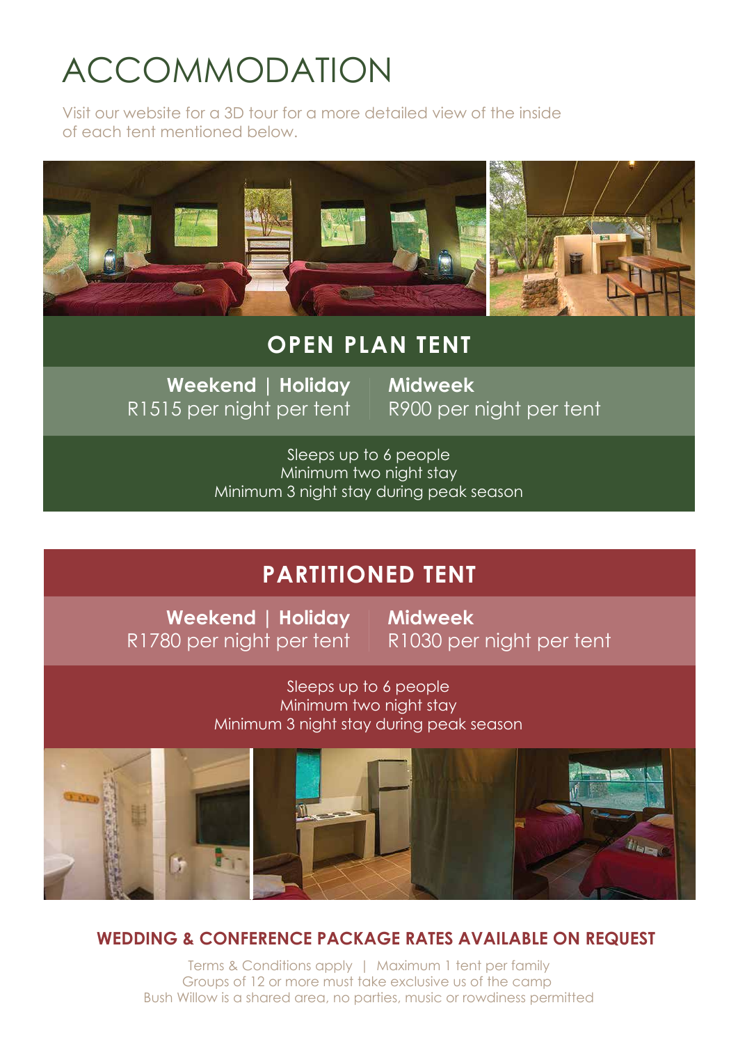# ACCOMMODATION

Visit our website for a 3D tour for a more detailed view of the inside of each tent mentioned below.

## OPEN PLAN TENT

| Weekend \| Holiday | Midweek |
|---|---|
| R1515 per night per tent | R900 per night per tent |

Sleeps up to 6 people
Minimum two night stay
Minimum 3 night stay during peak season

## PARTITIONED TENT

| Weekend \| Holiday | Midweek |
|---|---|
| R1780 per night per tent | R1030 per night per tent |

Sleeps up to 6 people
Minimum two night stay
Minimum 3 night stay during peak season

### WEDDING & CONFERENCE PACKAGE RATES AVAILABLE ON REQUEST

Terms & Conditions apply | Maximum 1 tent per family
Groups of 12 or more must take exclusive us of the camp
Bush Willow is a shared area, no parties, music or rowdiness permitted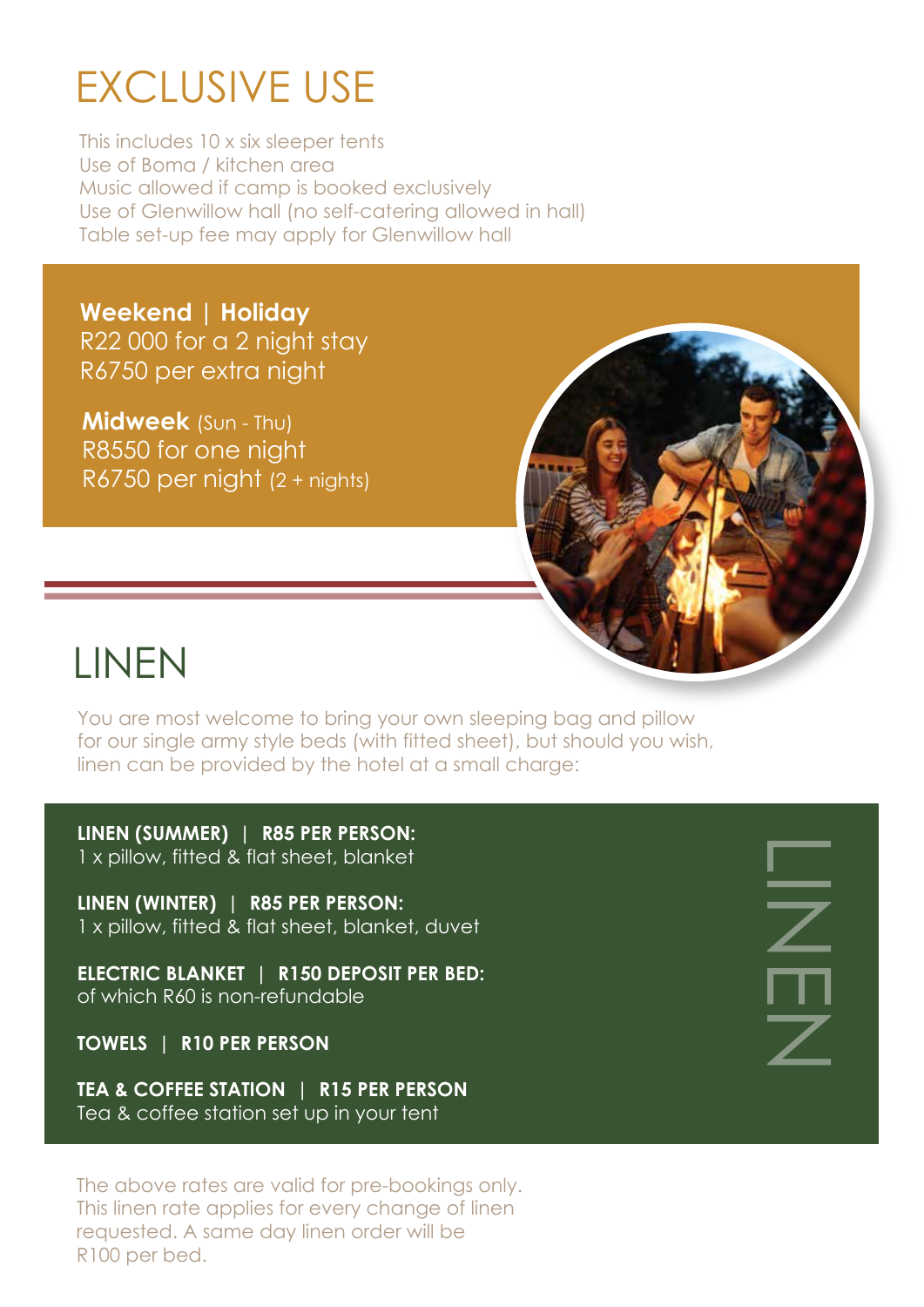# EXCLUSIVE USE

This includes 10 x six sleeper tents
Use of Boma / kitchen area
Music allowed if camp is booked exclusively
Use of Glenwillow hall (no self-catering allowed in hall)
Table set-up fee may apply for Glenwillow hall

**Weekend | Holiday**
R22 000 for a 2 night stay
R6750 per extra night

**Midweek** (Sun - Thu)
R8550 for one night
R6750 per night (2 + nights)

# LINEN

You are most welcome to bring your own sleeping bag and pillow for our single army style beds (with fitted sheet), but should you wish, linen can be provided by the hotel at a small charge:

**LINEN (SUMMER) | R85 PER PERSON:**
1 x pillow, fitted & flat sheet, blanket

**LINEN (WINTER) | R85 PER PERSON:**
1 x pillow, fitted & flat sheet, blanket, duvet

**ELECTRIC BLANKET | R150 DEPOSIT PER BED:**
of which R60 is non-refundable

**TOWELS | R10 PER PERSON**

**TEA & COFFEE STATION | R15 PER PERSON**
Tea & coffee station set up in your tent

LINEN

The above rates are valid for pre-bookings only.
This linen rate applies for every change of linen requested. A same day linen order will be R100 per bed.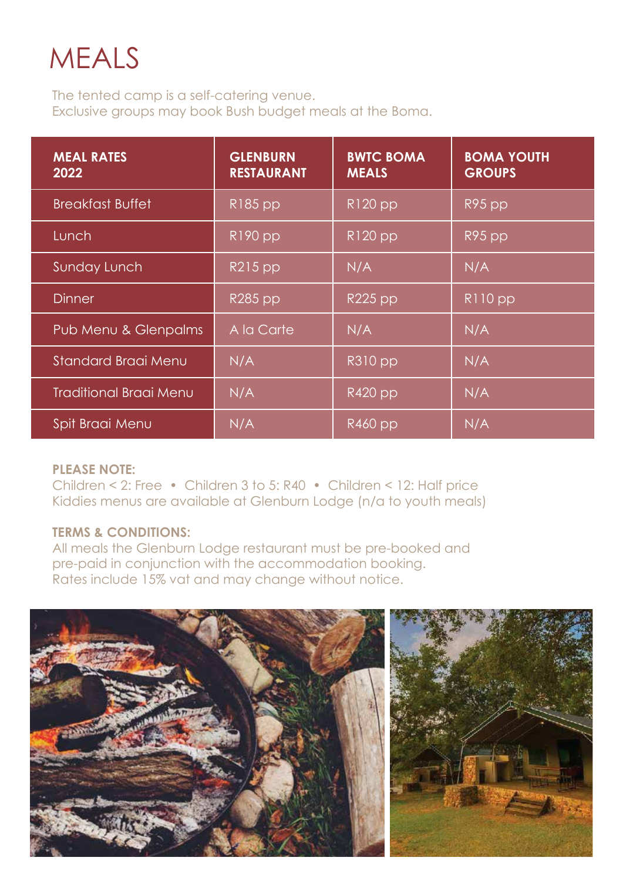# MEALS

The tented camp is a self-catering venue.
Exclusive groups may book Bush budget meals at the Boma.

| MEAL RATES 2022 | GLENBURN RESTAURANT | BWTC BOMA MEALS | BOMA YOUTH GROUPS |
|---|---|---|---|
| Breakfast Buffet | R185 pp | R120 pp | R95 pp |
| Lunch | R190 pp | R120 pp | R95 pp |
| Sunday Lunch | R215 pp | N/A | N/A |
| Dinner | R285 pp | R225 pp | R110 pp |
| Pub Menu & Glenpalms | A la Carte | N/A | N/A |
| Standard Braai Menu | N/A | R310 pp | N/A |
| Traditional Braai Menu | N/A | R420 pp | N/A |
| Spit Braai Menu | N/A | R460 pp | N/A |

**PLEASE NOTE:**
Children < 2: Free • Children 3 to 5: R40 • Children < 12: Half price
Kiddies menus are available at Glenburn Lodge (n/a to youth meals)

**TERMS & CONDITIONS:**
All meals the Glenburn Lodge restaurant must be pre-booked and pre-paid in conjunction with the accommodation booking.
Rates include 15% vat and may change without notice.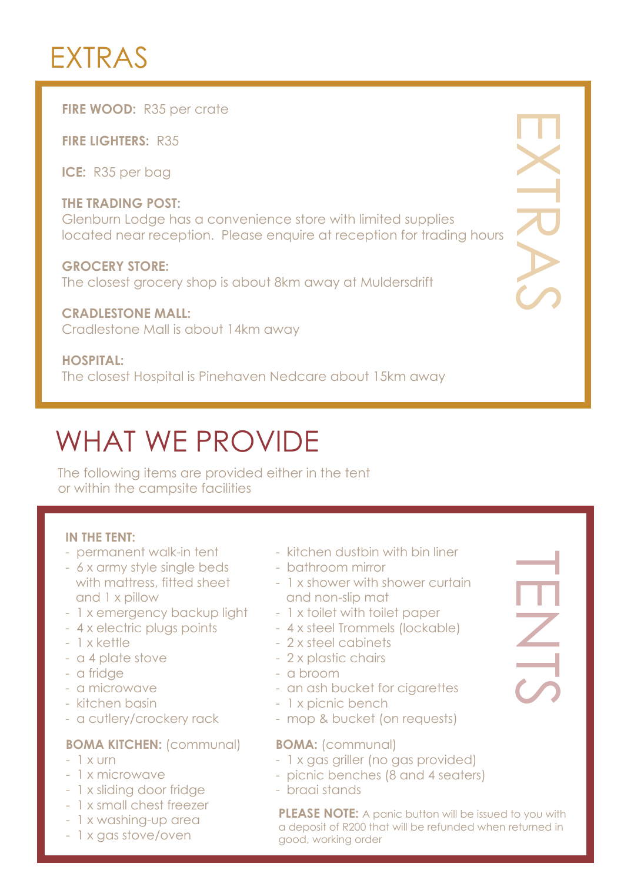# EXTRAS

**FIRE WOOD:** R35 per crate

**FIRE LIGHTERS:** R35

**ICE:** R35 per bag

**THE TRADING POST:**
Glenburn Lodge has a convenience store with limited supplies located near reception. Please enquire at reception for trading hours

**GROCERY STORE:**
The closest grocery shop is about 8km away at Muldersdrift

**CRADLESTONE MALL:**
Cradlestone Mall is about 14km away

**HOSPITAL:**
The closest Hospital is Pinehaven Nedcare about 15km away

EXTRAS

# WHAT WE PROVIDE

The following items are provided either in the tent or within the campsite facilities

**IN THE TENT:**

- permanent walk-in tent
- 6 x army style single beds with mattress, fitted sheet and 1 x pillow
- 1 x emergency backup light
- 4 x electric plugs points
- 1 x kettle
- a 4 plate stove
- a fridge
- a microwave
- kitchen basin
- a cutlery/crockery rack
- kitchen dustbin with bin liner
- bathroom mirror
- 1 x shower with shower curtain and non-slip mat
- 1 x toilet with toilet paper
- 4 x steel Trommels (lockable)
- 2 x steel cabinets
- 2 x plastic chairs
- a broom
- an ash bucket for cigarettes
- 1 x picnic bench
- mop & bucket (on requests)

**BOMA KITCHEN:** (communal)

- 1 x urn
- 1 x microwave
- 1 x sliding door fridge
- 1 x small chest freezer
- 1 x washing-up area
- 1 x gas stove/oven

**BOMA:** (communal)

- 1 x gas griller (no gas provided)
- picnic benches (8 and 4 seaters)
- braai stands

**PLEASE NOTE:** A panic button will be issued to you with a deposit of R200 that will be refunded when returned in good, working order

TENTS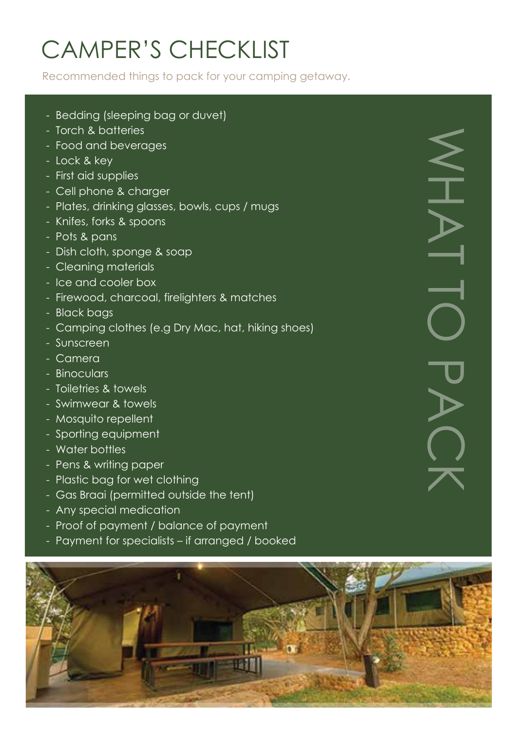# CAMPER'S CHECKLIST

Recommended things to pack for your camping getaway.

## WHAT TO PACK

- Bedding (sleeping bag or duvet)
- Torch & batteries
- Food and beverages
- Lock & key
- First aid supplies
- Cell phone & charger
- Plates, drinking glasses, bowls, cups / mugs
- Knifes, forks & spoons
- Pots & pans
- Dish cloth, sponge & soap
- Cleaning materials
- Ice and cooler box
- Firewood, charcoal, firelighters & matches
- Black bags
- Camping clothes (e.g Dry Mac, hat, hiking shoes)
- Sunscreen
- Camera
- Binoculars
- Toiletries & towels
- Swimwear & towels
- Mosquito repellent
- Sporting equipment
- Water bottles
- Pens & writing paper
- Plastic bag for wet clothing
- Gas Braai (permitted outside the tent)
- Any special medication
- Proof of payment / balance of payment
- Payment for specialists – if arranged / booked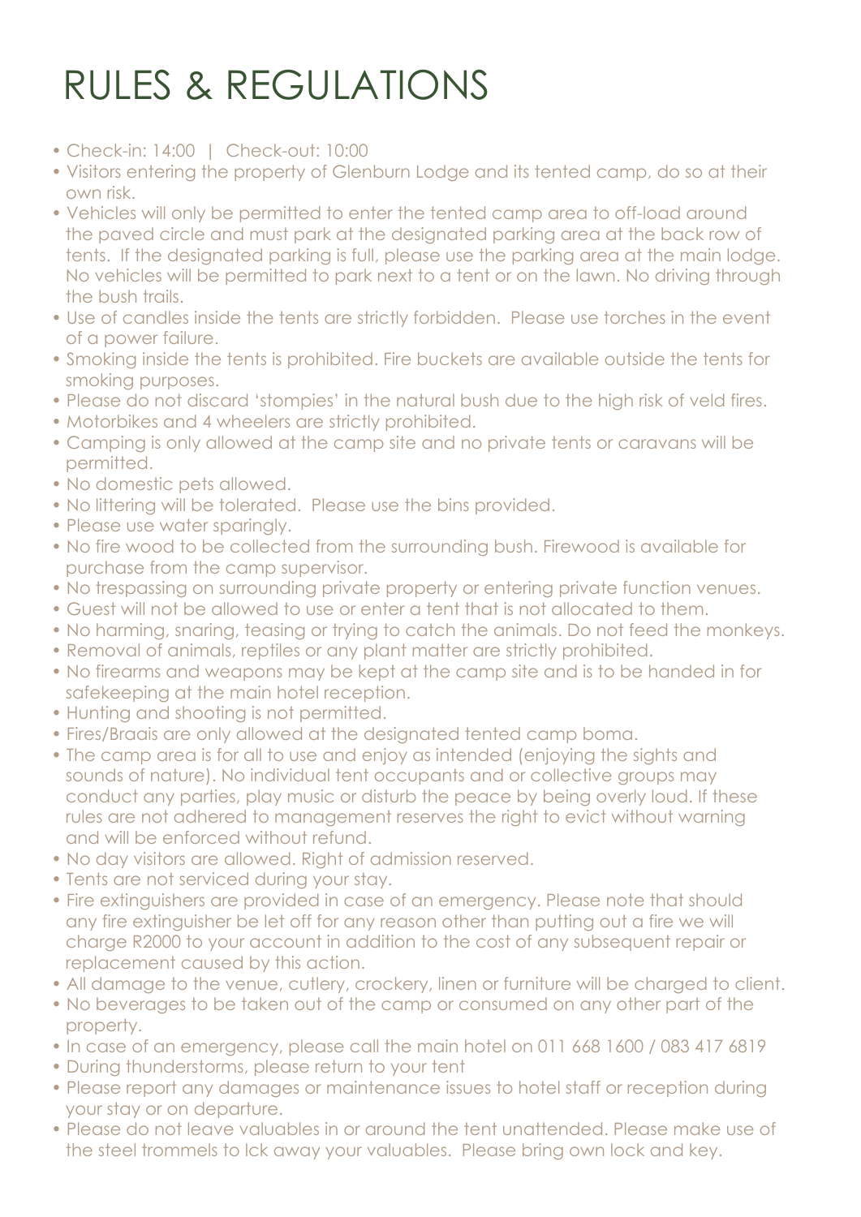# RULES & REGULATIONS

- Check-in: 14:00 | Check-out: 10:00
- Visitors entering the property of Glenburn Lodge and its tented camp, do so at their own risk.
- Vehicles will only be permitted to enter the tented camp area to off-load around the paved circle and must park at the designated parking area at the back row of tents. If the designated parking is full, please use the parking area at the main lodge. No vehicles will be permitted to park next to a tent or on the lawn. No driving through the bush trails.
- Use of candles inside the tents are strictly forbidden. Please use torches in the event of a power failure.
- Smoking inside the tents is prohibited. Fire buckets are available outside the tents for smoking purposes.
- Please do not discard 'stompies' in the natural bush due to the high risk of veld fires.
- Motorbikes and 4 wheelers are strictly prohibited.
- Camping is only allowed at the camp site and no private tents or caravans will be permitted.
- No domestic pets allowed.
- No littering will be tolerated. Please use the bins provided.
- Please use water sparingly.
- No fire wood to be collected from the surrounding bush. Firewood is available for purchase from the camp supervisor.
- No trespassing on surrounding private property or entering private function venues.
- Guest will not be allowed to use or enter a tent that is not allocated to them.
- No harming, snaring, teasing or trying to catch the animals. Do not feed the monkeys.
- Removal of animals, reptiles or any plant matter are strictly prohibited.
- No firearms and weapons may be kept at the camp site and is to be handed in for safekeeping at the main hotel reception.
- Hunting and shooting is not permitted.
- Fires/Braais are only allowed at the designated tented camp boma.
- The camp area is for all to use and enjoy as intended (enjoying the sights and sounds of nature). No individual tent occupants and or collective groups may conduct any parties, play music or disturb the peace by being overly loud. If these rules are not adhered to management reserves the right to evict without warning and will be enforced without refund.
- No day visitors are allowed. Right of admission reserved.
- Tents are not serviced during your stay.
- Fire extinguishers are provided in case of an emergency. Please note that should any fire extinguisher be let off for any reason other than putting out a fire we will charge R2000 to your account in addition to the cost of any subsequent repair or replacement caused by this action.
- All damage to the venue, cutlery, crockery, linen or furniture will be charged to client.
- No beverages to be taken out of the camp or consumed on any other part of the property.
- In case of an emergency, please call the main hotel on 011 668 1600 / 083 417 6819
- During thunderstorms, please return to your tent
- Please report any damages or maintenance issues to hotel staff or reception during your stay or on departure.
- Please do not leave valuables in or around the tent unattended. Please make use of the steel trommels to lck away your valuables. Please bring own lock and key.